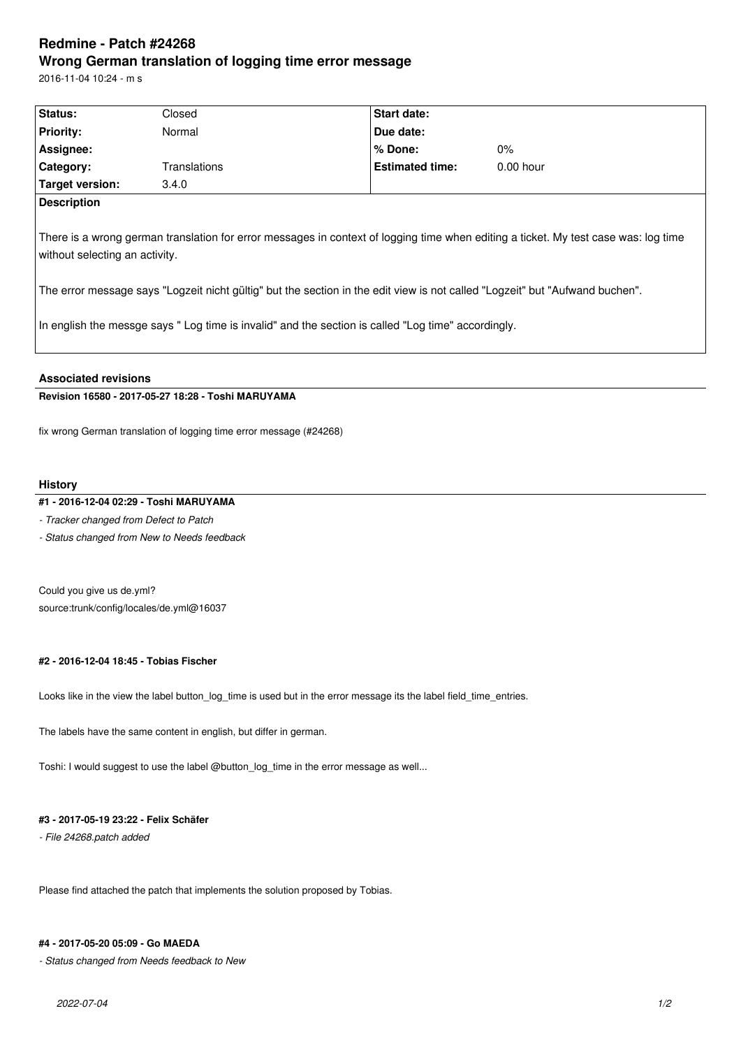# Redmine - Patch #24268

## Wrong German translation of logging time error message

2016-11-04 10:24 - m s

| Status: | Closed | Start date: | |
|---|---|---|---|
| Priority: | Normal | Due date: | |
| Assignee: | | % Done: | 0% |
| Category: | Translations | Estimated time: | 0.00 hour |
| Target version: | 3.4.0 | | |

**Description**

There is a wrong german translation for error messages in context of logging time when editing a ticket. My test case was: log time without selecting an activity.

The error message says "Logzeit nicht gültig" but the section in the edit view is not called "Logzeit" but "Aufwand buchen".

In english the messge says " Log time is invalid" and the section is called "Log time" accordingly.

### Associated revisions

**Revision 16580 - 2017-05-27 18:28 - Toshi MARUYAMA**

fix wrong German translation of logging time error message (#24268)

### History

**#1 - 2016-12-04 02:29 - Toshi MARUYAMA**

*- Tracker changed from Defect to Patch*

*- Status changed from New to Needs feedback*

Could you give us de.yml?
source:trunk/config/locales/de.yml@16037

**#2 - 2016-12-04 18:45 - Tobias Fischer**

Looks like in the view the label button_log_time is used but in the error message its the label field_time_entries.

The labels have the same content in english, but differ in german.

Toshi: I would suggest to use the label @button_log_time in the error message as well...

**#3 - 2017-05-19 23:22 - Felix Schäfer**

*- File 24268.patch added*

Please find attached the patch that implements the solution proposed by Tobias.

**#4 - 2017-05-20 05:09 - Go MAEDA**

*- Status changed from Needs feedback to New*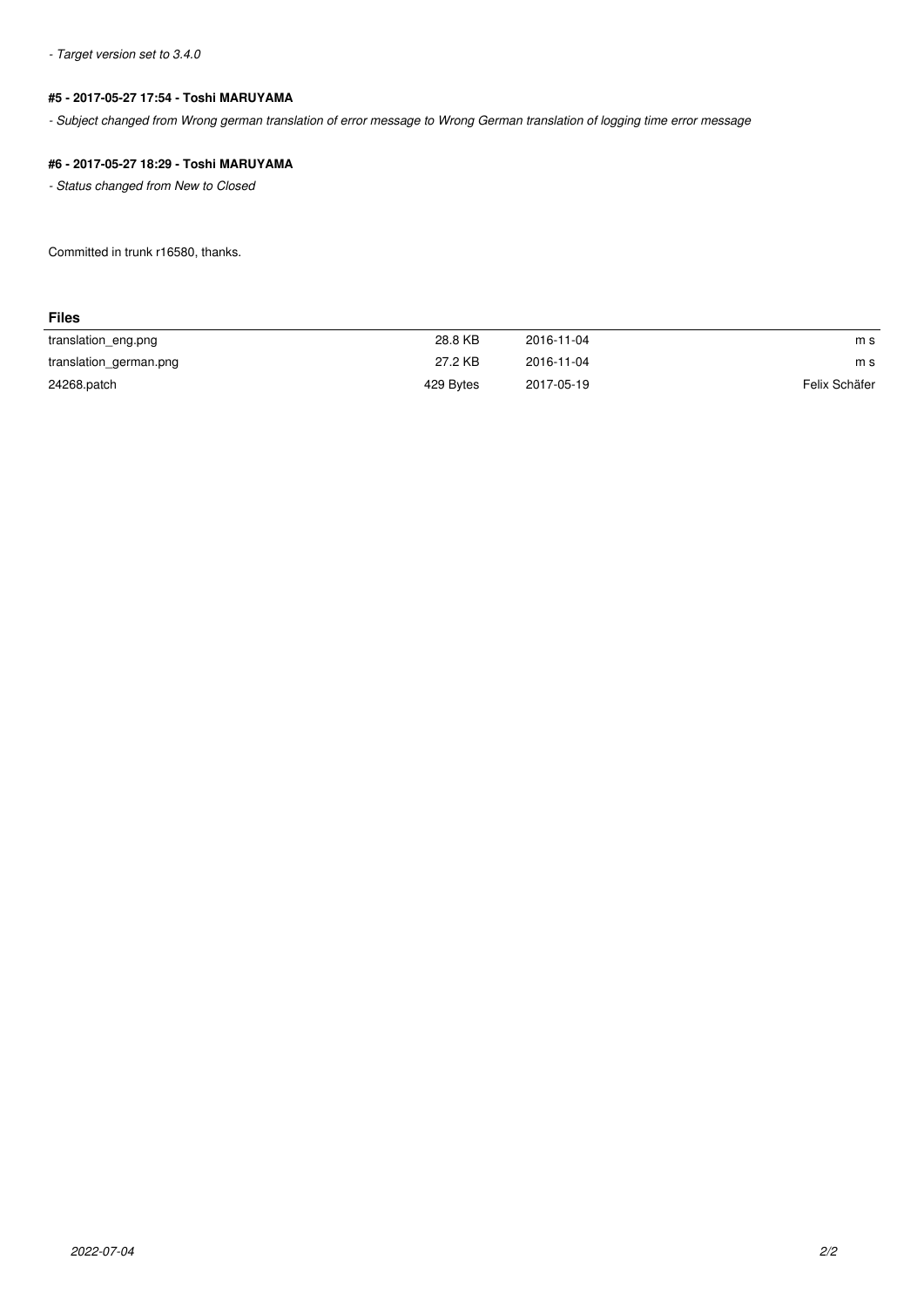- *Target version set to 3.4.0*

#### #5 - 2017-05-27 17:54 - Toshi MARUYAMA

- *Subject changed from Wrong german translation of error message to Wrong German translation of logging time error message*

#### #6 - 2017-05-27 18:29 - Toshi MARUYAMA

- *Status changed from New to Closed*

Committed in trunk r16580, thanks.

### Files

| | | | |
|---|---|---|---|
| translation_eng.png | 28.8 KB | 2016-11-04 | m s |
| translation_german.png | 27.2 KB | 2016-11-04 | m s |
| 24268.patch | 429 Bytes | 2017-05-19 | Felix Schäfer |